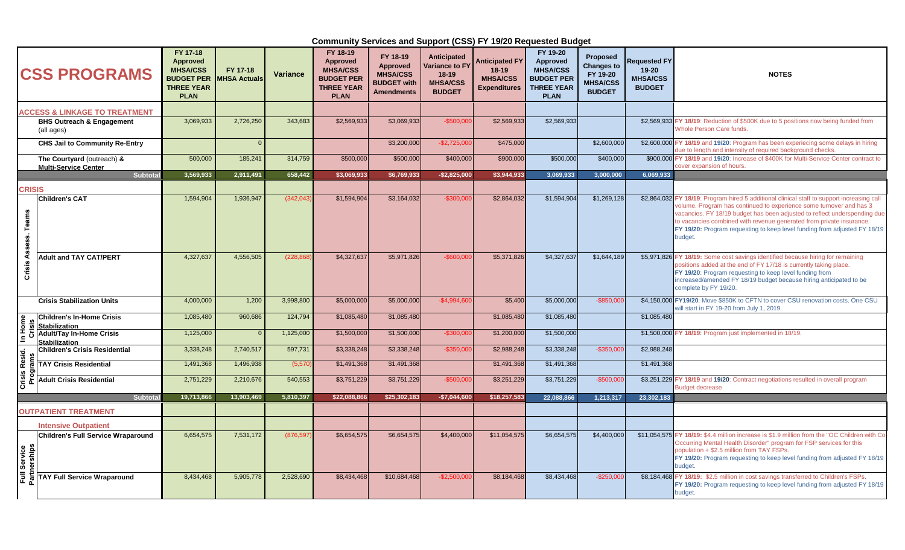# Community Services and Support (CSS) FY 19/20 Requested Budget

| CSS PROGRAMS | FY 17-18 Approved MHSA/CSS BUDGET PER THREE YEAR PLAN | FY 17-18 MHSA Actuals | Variance | FY 18-19 Approved MHSA/CSS BUDGET PER THREE YEAR PLAN | FY 18-19 Approved MHSA/CSS BUDGET with Amendments | Anticipated Variance to FY 18-19 MHSA/CSS BUDGET | Anticipated FY 18-19 MHSA/CSS Expenditures | FY 19-20 Approved MHSA/CSS BUDGET PER THREE YEAR PLAN | Proposed Changes to FY 19-20 MHSA/CSS BUDGET | Requested FY 19-20 MHSA/CSS BUDGET | NOTES |
|---|---|---|---|---|---|---|---|---|---|---|---|
| **ACCESS & LINKAGE TO TREATMENT** | | | | | | | | | | | |
| **BHS Outreach & Engagement** (all ages) | 3,069,933 | 2,726,250 | 343,683 | $2,569,933 | $3,069,933 | -$500,000 | $2,569,933 | $2,569,933 | | $2,569,933 | FY 18/19: Reduction of $500K due to 5 positions now being funded from Whole Person Care funds. |
| **CHS Jail to Community Re-Entry** | | 0 | | | $3,200,000 | -$2,725,000 | $475,000 | | $2,600,000 | $2,600,000 | FY 18/19 and 19/20: Program has been experiecing some delays in hiring due to length and intensity of required background checks. |
| **The Courtyard** (outreach) & **Multi-Service Center** | 500,000 | 185,241 | 314,759 | $500,000 | $500,000 | $400,000 | $900,000 | $500,000 | $400,000 | $900,000 | FY 18/19 and 19/20: Increase of $400K for Multi-Service Center contract to cover expansion of hours. |
| **Subtotal** | **3,569,933** | **2,911,491** | **658,442** | **$3,069,933** | **$6,769,933** | **-$2,825,000** | **$3,944,933** | **3,069,933** | **3,000,000** | **6,069,933** | |
| **CRISIS** | | | | | | | | | | | |
| Crisis Assess. Teams: **Children's CAT** | 1,594,904 | 1,936,947 | (342,043) | $1,594,904 | $3,164,032 | -$300,000 | $2,864,032 | $1,594,904 | $1,269,128 | $2,864,032 | FY 18/19: Program hired 5 additional clinical staff to support increasing call volume. Program has continued to experience some turnover and has 3 vacancies. FY 18/19 budget has been adjusted to reflect underspending due to vacancies combined with revenue generated from private insurance. **FY 19/20:** Program requesting to keep level funding from adjusted FY 18/19 budget. |
| Crisis Assess. Teams: **Adult and TAY CAT/PERT** | 4,327,637 | 4,556,505 | (228,868) | $4,327,637 | $5,971,826 | -$600,000 | $5,371,826 | $4,327,637 | $1,644,189 | $5,971,826 | FY 18/19: Some cost savings identified because hiring for remaining positions added at the end of FY 17/18 is currently taking place. **FY 19/20**: Program requesting to keep level funding from increased/amended FY 18/19 budget because hiring anticipated to be complete by FY 19/20. |
| **Crisis Stabilization Units** | 4,000,000 | 1,200 | 3,998,800 | $5,000,000 | $5,000,000 | -$4,994,600 | $5,400 | $5,000,000 | -$850,000 | $4,150,000 | FY19/20: Move $850K to CFTN to cover CSU renovation costs. One CSU will start in FY 19-20 from July 1, 2019. |
| In Home Crisis: **Children's In-Home Crisis Stabilization** | 1,085,480 | 960,686 | 124,794 | $1,085,480 | $1,085,480 | | $1,085,480 | $1,085,480 | | $1,085,480 | |
| In Home Crisis: **Adult/Tay In-Home Crisis Stabilization** | 1,125,000 | 0 | 1,125,000 | $1,500,000 | $1,500,000 | -$300,000 | $1,200,000 | $1,500,000 | | $1,500,000 | FY 18/19: Program just implemented in 18/19. |
| Crisis Resid. Programs: **Children's Crisis Residential** | 3,338,248 | 2,740,517 | 597,731 | $3,338,248 | $3,338,248 | -$350,000 | $2,988,248 | $3,338,248 | -$350,000 | $2,988,248 | |
| Crisis Resid. Programs: **TAY Crisis Residential** | 1,491,368 | 1,496,938 | (5,570) | $1,491,368 | $1,491,368 | | $1,491,368 | $1,491,368 | | $1,491,368 | |
| Crisis Resid. Programs: **Adult Crisis Residential** | 2,751,229 | 2,210,676 | 540,553 | $3,751,229 | $3,751,229 | -$500,000 | $3,251,229 | $3,751,229 | -$500,000 | $3,251,229 | FY 18/19 and 19/20: Contract negotiations resulted in overall program Budget decrease |
| **Subtotal** | **19,713,866** | **13,903,469** | **5,810,397** | **$22,088,866** | **$25,302,183** | **-$7,044,600** | **$18,257,583** | **22,088,866** | **1,213,317** | **23,302,183** | |
| **OUTPATIENT TREATMENT** | | | | | | | | | | | |
| **Intensive Outpatient** | | | | | | | | | | | |
| Full Service Partnerships: **Children's Full Service Wraparound** | 6,654,575 | 7,531,172 | (876,597) | $6,654,575 | $6,654,575 | $4,400,000 | $11,054,575 | $6,654,575 | $4,400,000 | $11,054,575 | FY 18/19: $4.4 million increase is $1.9 million from the "OC Children with Co-Occurring Mental Health Disorder" program for FSP services for this population + $2.5 million from TAY FSPs. **FY 19/20:** Program requesting to keep level funding from adjusted FY 18/19 budget. |
| Full Service Partnerships: **TAY Full Service Wraparound** | 8,434,468 | 5,905,778 | 2,528,690 | $8,434,468 | $10,684,468 | -$2,500,000 | $8,184,468 | $8,434,468 | -$250,000 | $8,184,468 | FY 18/19: $2.5 million in cost savings transferred to Children's FSPs. **FY 19/20:** Program requesting to keep level funding from adjusted FY 18/19 budget. |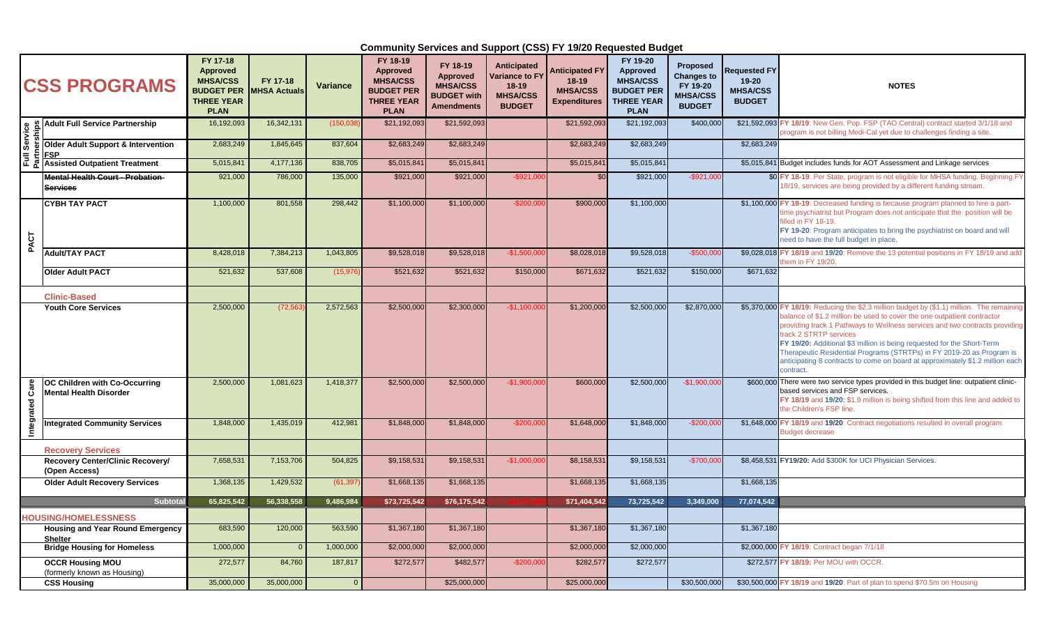# Community Services and Support (CSS) FY 19/20 Requested Budget

| | CSS PROGRAMS | FY 17-18 Approved MHSA/CSS BUDGET PER THREE YEAR PLAN | FY 17-18 MHSA Actuals | Variance | FY 18-19 Approved MHSA/CSS BUDGET PER THREE YEAR PLAN | FY 18-19 Approved MHSA/CSS BUDGET with Amendments | Anticipated Variance to FY 18-19 MHSA/CSS BUDGET | Anticipated FY 18-19 MHSA/CSS Expenditures | FY 19-20 Approved MHSA/CSS BUDGET PER THREE YEAR PLAN | Proposed Changes to FY 19-20 MHSA/CSS BUDGET | Requested FY 19-20 MHSA/CSS BUDGET | NOTES |
|---|---|---|---|---|---|---|---|---|---|---|---|---|
| Full Service Partnerships | Adult Full Service Partnership | 16,192,093 | 16,342,131 | (150,038) | $21,192,093 | $21,592,093 | | $21,592,093 | $21,192,093 | $400,000 | $21,592,093 | FY 18/19: New Gen. Pop. FSP (TAO Central) contract started 3/1/18 and program is not billing Medi-Cal yet due to challenges finding a site. |
| | Older Adult Support & Intervention FSP | 2,683,249 | 1,845,645 | 837,604 | $2,683,249 | $2,683,249 | | $2,683,249 | $2,683,249 | | $2,683,249 | |
| | Assisted Outpatient Treatment | 5,015,841 | 4,177,136 | 838,705 | $5,015,841 | $5,015,841 | | $5,015,841 | $5,015,841 | | $5,015,841 | Budget includes funds for AOT Assessment and Linkage services |
| | ~~Mental Health Court - Probation Services~~ | 921,000 | 786,000 | 135,000 | $921,000 | $921,000 | -$921,000 | $0 | $921,000 | -$921,000 | $0 | FY 18-19: Per State, program is not eligible for MHSA funding. Beginning FY 18/19, services are being provided by a different funding stream. |
| PACT | CYBH TAY PACT | 1,100,000 | 801,558 | 298,442 | $1,100,000 | $1,100,000 | -$200,000 | $900,000 | $1,100,000 | | $1,100,000 | FY 18-19: Decreased funding is because program planned to hire a part-time psychiatrist but Program does not anticipate that the position will be filled in FY 18-19. FY 19-20: Program anticipates to bring the psychiatrist on board and will need to have the full budget in place. |
| | Adult/TAY PACT | 8,428,018 | 7,384,213 | 1,043,805 | $9,528,018 | $9,528,018 | -$1,500,000 | $8,028,018 | $9,528,018 | -$500,000 | $9,028,018 | FY 18/19 and 19/20: Remove the 13 potential positions in FY 18/19 and add them in FY 19/20. |
| | Older Adult PACT | 521,632 | 537,608 | (15,976) | $521,632 | $521,632 | $150,000 | $671,632 | $521,632 | $150,000 | $671,632 | |
| | **Clinic-Based** | | | | | | | | | | | |
| | Youth Core Services | 2,500,000 | (72,563) | 2,572,563 | $2,500,000 | $2,300,000 | -$1,100,000 | $1,200,000 | $2,500,000 | $2,870,000 | $5,370,000 | FY 18/19: Reducing the $2.3 million budget by ($1.1) million. The remaining balance of $1.2 million be used to cover the one outpatient contractor providing track 1 Pathways to Wellness services and two contracts providing track 2 STRTP services. FY 19/20: Additional $3 million is being requested for the Short-Term Therapeutic Residential Programs (STRTPs) in FY 2019-20 as Program is anticipating 8 contracts to come on board at approximately $1.2 million each contract. |
| Integrated Care | OC Children with Co-Occurring Mental Health Disorder | 2,500,000 | 1,081,623 | 1,418,377 | $2,500,000 | $2,500,000 | -$1,900,000 | $600,000 | $2,500,000 | -$1,900,000 | $600,000 | There were two service types provided in this budget line: outpatient clinic-based services and FSP services. FY 18/19 and 19/20: $1.9 million is being shifted from this line and added to the Children's FSP line. |
| | Integrated Community Services | 1,848,000 | 1,435,019 | 412,981 | $1,848,000 | $1,848,000 | -$200,000 | $1,648,000 | $1,848,000 | -$200,000 | $1,648,000 | FY 18/19 and 19/20: Contract negotiations resulted in overall program Budget decrease |
| | **Recovery Services** | | | | | | | | | | | |
| | Recovery Center/Clinic Recovery/ (Open Access) | 7,658,531 | 7,153,706 | 504,825 | $9,158,531 | $9,158,531 | -$1,000,000 | $8,158,531 | $9,158,531 | -$700,000 | $8,458,531 | FY19/20: Add $300K for UCI Physician Services. |
| | Older Adult Recovery Services | 1,368,135 | 1,429,532 | (61,397) | $1,668,135 | $1,668,135 | | $1,668,135 | $1,668,135 | | $1,668,135 | |
| | **Subtotal** | **65,825,542** | **56,338,558** | **9,486,984** | **$73,725,542** | **$76,175,542** | | **$71,404,542** | **73,725,542** | **3,349,000** | **77,074,542** | |
| | **HOUSING/HOMELESSNESS** | | | | | | | | | | | |
| | Housing and Year Round Emergency Shelter | 683,590 | 120,000 | 563,590 | $1,367,180 | $1,367,180 | | $1,367,180 | $1,367,180 | | $1,367,180 | |
| | Bridge Housing for Homeless | 1,000,000 | 0 | 1,000,000 | $2,000,000 | $2,000,000 | | $2,000,000 | $2,000,000 | | $2,000,000 | FY 18/19: Contract began 7/1/18 |
| | OCCR Housing MOU (formerly known as Housing) | 272,577 | 84,760 | 187,817 | $272,577 | $482,577 | -$200,000 | $282,577 | $272,577 | | $272,577 | FY 18/19: Per MOU with OCCR. |
| | CSS Housing | 35,000,000 | 35,000,000 | 0 | | $25,000,000 | | $25,000,000 | | $30,500,000 | $30,500,000 | FY 18/19 and 19/20: Part of plan to spend $70.5m on Housing |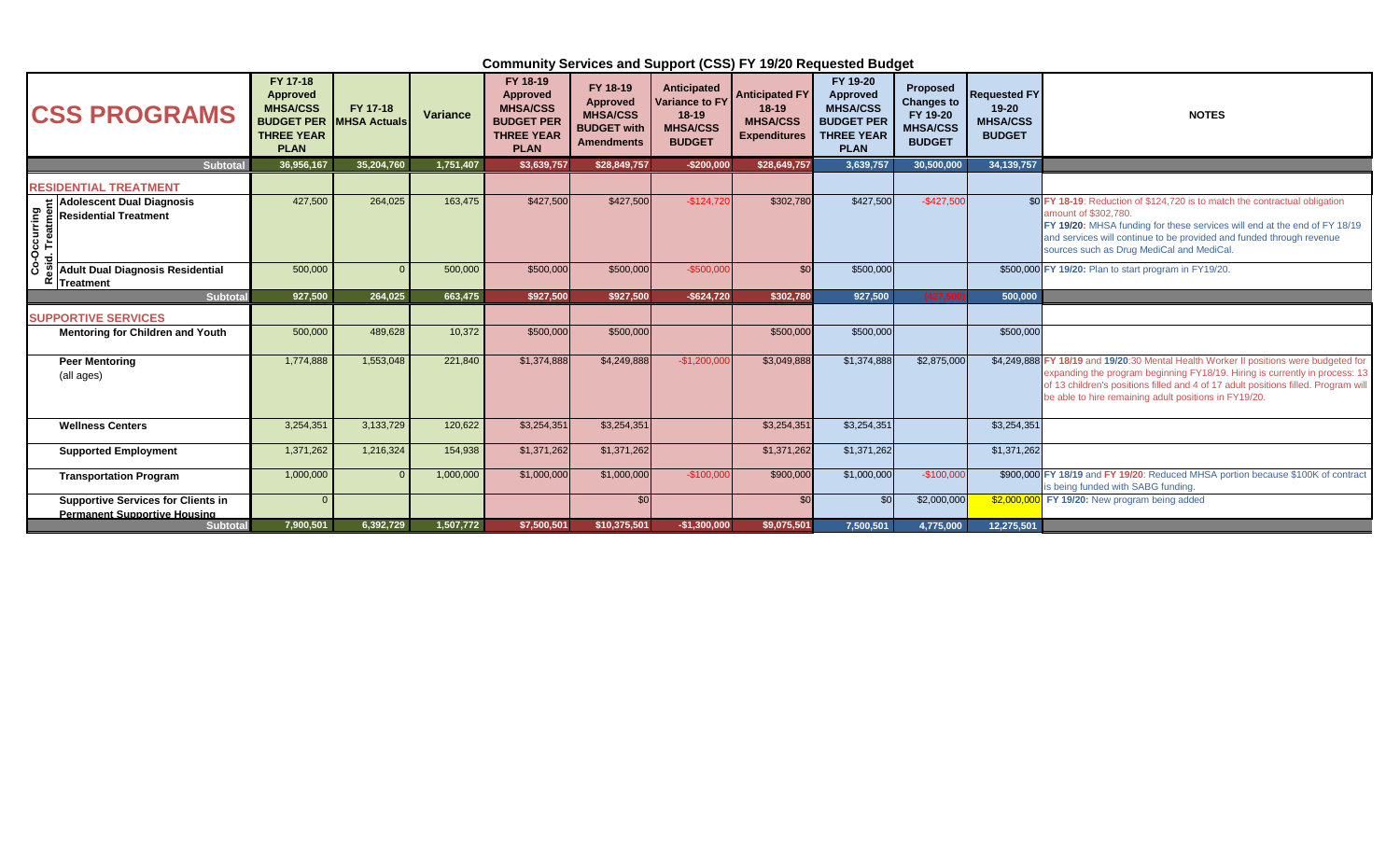# Community Services and Support (CSS) FY 19/20 Requested Budget

| CSS PROGRAMS | FY 17-18 Approved MHSA/CSS BUDGET PER THREE YEAR PLAN | FY 17-18 MHSA Actuals | Variance | FY 18-19 Approved MHSA/CSS BUDGET PER THREE YEAR PLAN | FY 18-19 Approved MHSA/CSS BUDGET with Amendments | Anticipated Variance to FY 18-19 MHSA/CSS BUDGET | Anticipated FY 18-19 MHSA/CSS Expenditures | FY 19-20 Approved MHSA/CSS BUDGET PER THREE YEAR PLAN | Proposed Changes to FY 19-20 MHSA/CSS BUDGET | Requested FY 19-20 MHSA/CSS BUDGET | NOTES |
|---|---|---|---|---|---|---|---|---|---|---|---|
| **Subtotal** | 36,956,167 | 35,204,760 | 1,751,407 | $3,639,757 | $28,849,757 | -$200,000 | $28,649,757 | 3,639,757 | 30,500,000 | 34,139,757 | |
| **RESIDENTIAL TREATMENT** | | | | | | | | | | | |
| **Co-Occurring Resid. Treatment** | | | | | | | | | | | |
| **Adolescent Dual Diagnosis Residential Treatment** | 427,500 | 264,025 | 163,475 | $427,500 | $427,500 | -$124,720 | $302,780 | $427,500 | -$427,500 | $0 | **FY 18-19**: Reduction of $124,720 is to match the contractual obligation amount of $302,780. **FY 19/20**: MHSA funding for these services will end at the end of FY 18/19 and services will continue to be provided and funded through revenue sources such as Drug MediCal and MediCal. |
| **Adult Dual Diagnosis Residential Treatment** | 500,000 | 0 | 500,000 | $500,000 | $500,000 | -$500,000 | $0 | $500,000 | | $500,000 | **FY 19/20:** Plan to start program in FY19/20. |
| **Subtotal** | 927,500 | 264,025 | 663,475 | $927,500 | $927,500 | -$624,720 | $302,780 | 927,500 | (427,500) | 500,000 | |
| **SUPPORTIVE SERVICES** | | | | | | | | | | | |
| **Mentoring for Children and Youth** | 500,000 | 489,628 | 10,372 | $500,000 | $500,000 | | $500,000 | $500,000 | | $500,000 | |
| **Peer Mentoring** (all ages) | 1,774,888 | 1,553,048 | 221,840 | $1,374,888 | $4,249,888 | -$1,200,000 | $3,049,888 | $1,374,888 | $2,875,000 | $4,249,888 | **FY 18/19** and **19/20**:30 Mental Health Worker II positions were budgeted for expanding the program beginning FY18/19. Hiring is currently in process: 13 of 13 children's positions filled and 4 of 17 adult positions filled. Program will be able to hire remaining adult positions in FY19/20. |
| **Wellness Centers** | 3,254,351 | 3,133,729 | 120,622 | $3,254,351 | $3,254,351 | | $3,254,351 | $3,254,351 | | $3,254,351 | |
| **Supported Employment** | 1,371,262 | 1,216,324 | 154,938 | $1,371,262 | $1,371,262 | | $1,371,262 | $1,371,262 | | $1,371,262 | |
| **Transportation Program** | 1,000,000 | 0 | 1,000,000 | $1,000,000 | $1,000,000 | -$100,000 | $900,000 | $1,000,000 | -$100,000 | $900,000 | **FY 18/19** and **FY 19/20**: Reduced MHSA portion because $100K of contract is being funded with SABG funding. |
| **Supportive Services for Clients in Permanent Supportive Housing** | 0 | | | | $0 | | $0 | $0 | $2,000,000 | $2,000,000 | **FY 19/20:** New program being added |
| **Subtotal** | 7,900,501 | 6,392,729 | 1,507,772 | $7,500,501 | $10,375,501 | -$1,300,000 | $9,075,501 | 7,500,501 | 4,775,000 | 12,275,501 | |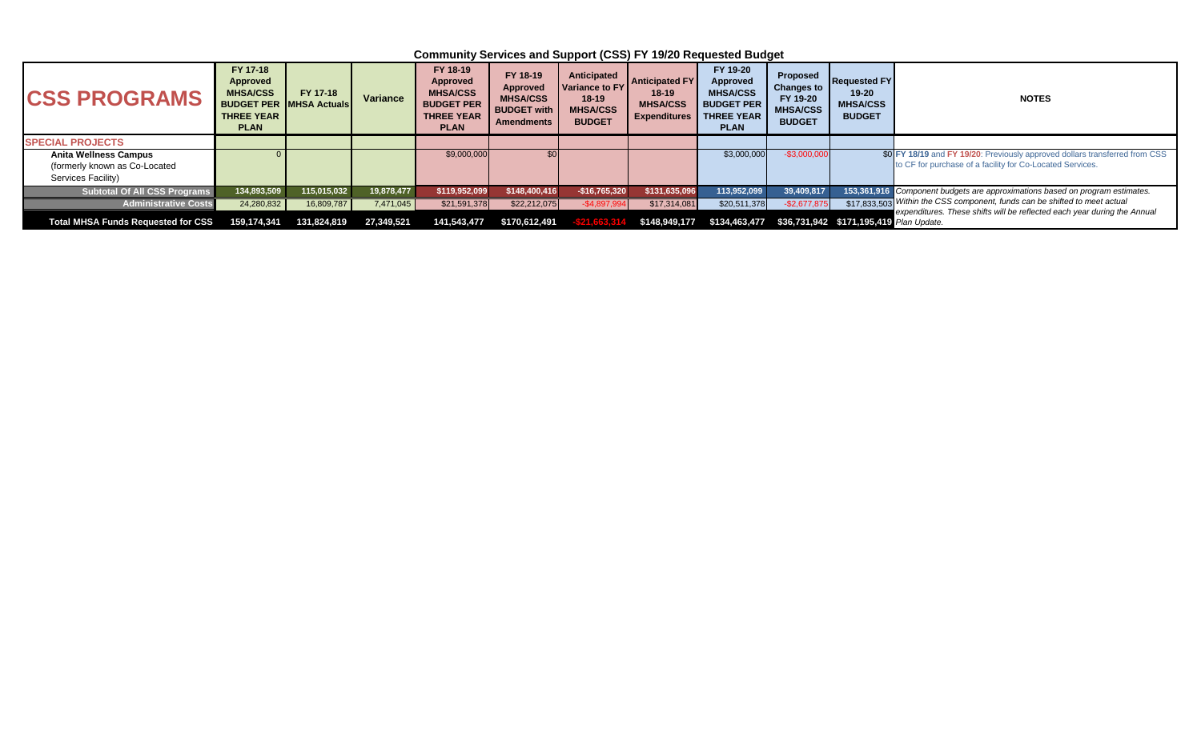## Community Services and Support (CSS) FY 19/20 Requested Budget

| CSS PROGRAMS | FY 17-18 Approved MHSA/CSS BUDGET PER THREE YEAR PLAN | FY 17-18 MHSA Actuals | Variance | FY 18-19 Approved MHSA/CSS BUDGET PER THREE YEAR PLAN | FY 18-19 Approved MHSA/CSS BUDGET with Amendments | Anticipated Variance to FY 18-19 MHSA/CSS BUDGET | Anticipated FY 18-19 MHSA/CSS Expenditures | FY 19-20 Approved MHSA/CSS BUDGET PER THREE YEAR PLAN | Proposed Changes to FY 19-20 MHSA/CSS BUDGET | Requested FY 19-20 MHSA/CSS BUDGET | NOTES |
|---|---|---|---|---|---|---|---|---|---|---|---|
| **SPECIAL PROJECTS** | | | | | | | | | | | |
| **Anita Wellness Campus** (formerly known as Co-Located Services Facility) | 0 | | | $9,000,000 | $0 | | | $3,000,000 | -$3,000,000 | $0 | **FY 18/19** and **FY 19/20**: Previously approved dollars transferred from CSS to CF for purchase of a facility for Co-Located Services. |
| **Subtotal Of All CSS Programs** | 134,893,509 | 115,015,032 | 19,878,477 | $119,952,099 | $148,400,416 | -$16,765,320 | $131,635,096 | 113,952,099 | 39,409,817 | 153,361,916 | *Component budgets are approximations based on program estimates. Within the CSS component, funds can be shifted to meet actual expenditures. These shifts will be reflected each year during the Annual Plan Update.* |
| **Administrative Costs** | 24,280,832 | 16,809,787 | 7,471,045 | $21,591,378 | $22,212,075 | -$4,897,994 | $17,314,081 | $20,511,378 | -$2,677,875 | $17,833,503 | |
| **Total MHSA Funds Requested for CSS** | 159,174,341 | 131,824,819 | 27,349,521 | 141,543,477 | $170,612,491 | -$21,663,314 | $148,949,177 | $134,463,477 | $36,731,942 | $171,195,419 | |